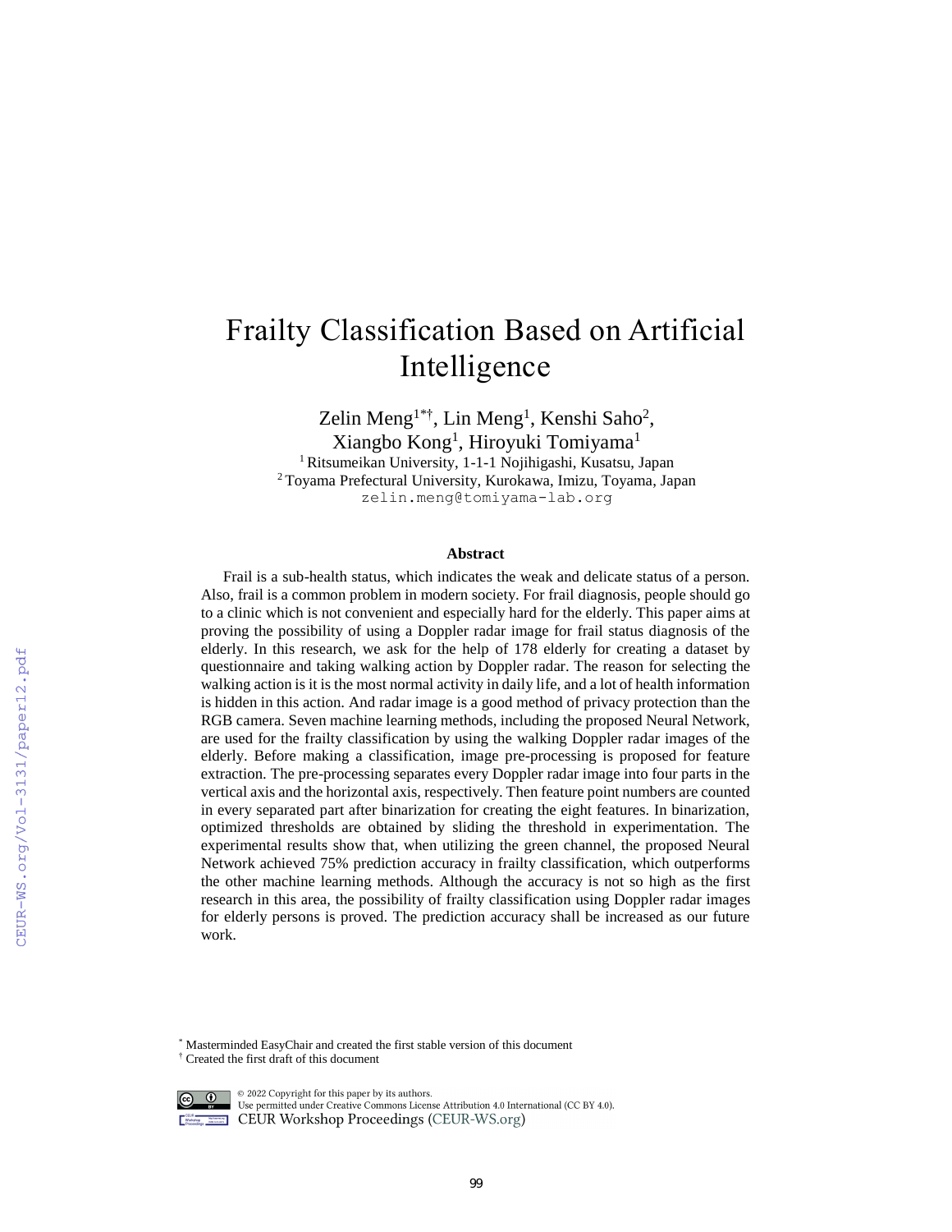# Frailty Classification Based on Artificial Intelligence

Zelin Meng[1*†], Lin Meng[1], Kenshi Saho[2],
Xiangbo Kong[1], Hiroyuki Tomiyama[1]

[1] Ritsumeikan University, 1-1-1 Nojihigashi, Kusatsu, Japan
[2] Toyama Prefectural University, Kurokawa, Imizu, Toyama, Japan
zelin.meng@tomiyama-lab.org

### Abstract

Frail is a sub-health status, which indicates the weak and delicate status of a person. Also, frail is a common problem in modern society. For frail diagnosis, people should go to a clinic which is not convenient and especially hard for the elderly. This paper aims at proving the possibility of using a Doppler radar image for frail status diagnosis of the elderly. In this research, we ask for the help of 178 elderly for creating a dataset by questionnaire and taking walking action by Doppler radar. The reason for selecting the walking action is it is the most normal activity in daily life, and a lot of health information is hidden in this action. And radar image is a good method of privacy protection than the RGB camera. Seven machine learning methods, including the proposed Neural Network, are used for the frailty classification by using the walking Doppler radar images of the elderly. Before making a classification, image pre-processing is proposed for feature extraction. The pre-processing separates every Doppler radar image into four parts in the vertical axis and the horizontal axis, respectively. Then feature point numbers are counted in every separated part after binarization for creating the eight features. In binarization, optimized thresholds are obtained by sliding the threshold in experimentation. The experimental results show that, when utilizing the green channel, the proposed Neural Network achieved 75% prediction accuracy in frailty classification, which outperforms the other machine learning methods. Although the accuracy is not so high as the first research in this area, the possibility of frailty classification using Doppler radar images for elderly persons is proved. The prediction accuracy shall be increased as our future work.

---

[*] Masterminded EasyChair and created the first stable version of this document
[†] Created the first draft of this document

© 2022 Copyright for this paper by its authors.
Use permitted under Creative Commons License Attribution 4.0 International (CC BY 4.0).
CEUR Workshop Proceedings (CEUR-WS.org)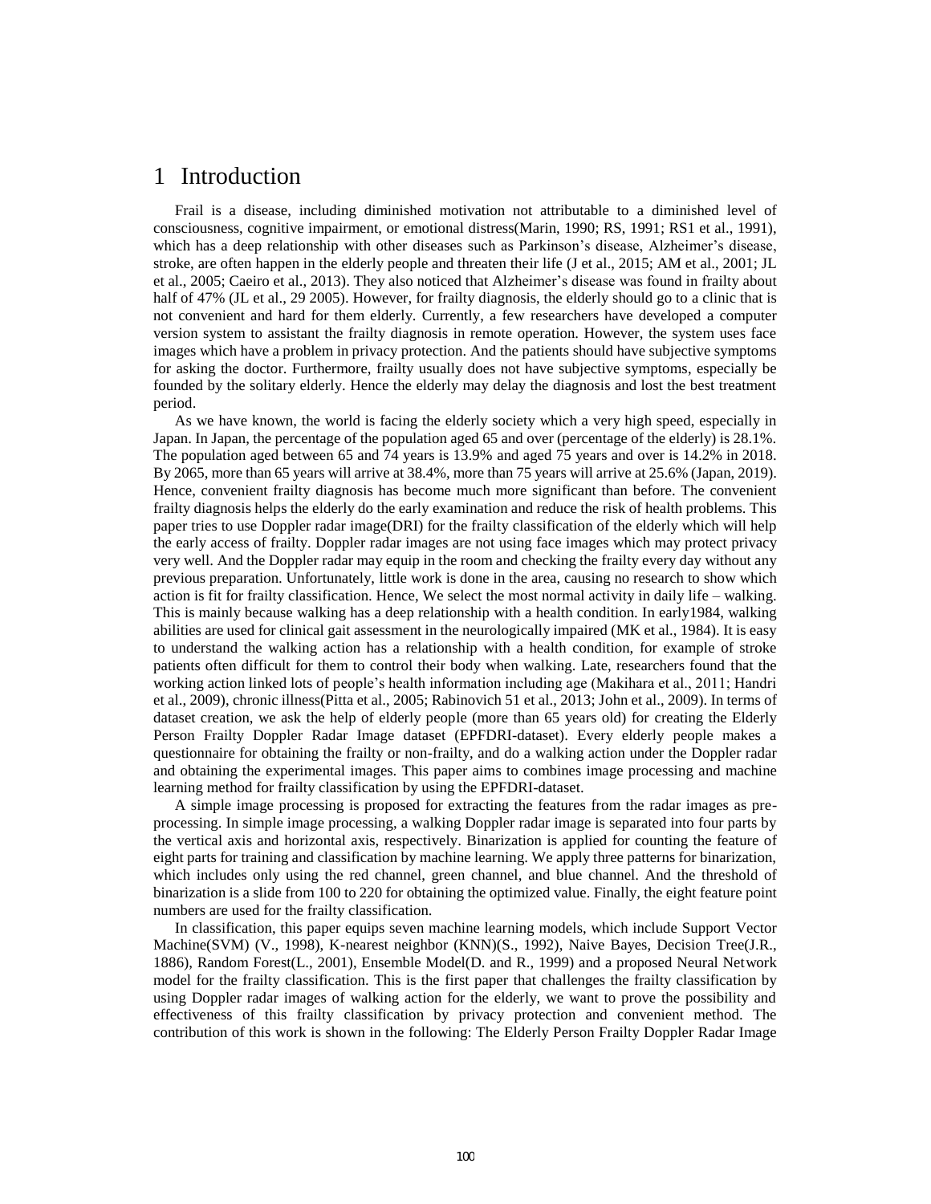# 1 Introduction

Frail is a disease, including diminished motivation not attributable to a diminished level of consciousness, cognitive impairment, or emotional distress(Marin, 1990; RS, 1991; RS1 et al., 1991), which has a deep relationship with other diseases such as Parkinson's disease, Alzheimer's disease, stroke, are often happen in the elderly people and threaten their life (J et al., 2015; AM et al., 2001; JL et al., 2005; Caeiro et al., 2013). They also noticed that Alzheimer's disease was found in frailty about half of 47% (JL et al., 29 2005). However, for frailty diagnosis, the elderly should go to a clinic that is not convenient and hard for them elderly. Currently, a few researchers have developed a computer version system to assistant the frailty diagnosis in remote operation. However, the system uses face images which have a problem in privacy protection. And the patients should have subjective symptoms for asking the doctor. Furthermore, frailty usually does not have subjective symptoms, especially be founded by the solitary elderly. Hence the elderly may delay the diagnosis and lost the best treatment period.

As we have known, the world is facing the elderly society which a very high speed, especially in Japan. In Japan, the percentage of the population aged 65 and over (percentage of the elderly) is 28.1%. The population aged between 65 and 74 years is 13.9% and aged 75 years and over is 14.2% in 2018. By 2065, more than 65 years will arrive at 38.4%, more than 75 years will arrive at 25.6% (Japan, 2019). Hence, convenient frailty diagnosis has become much more significant than before. The convenient frailty diagnosis helps the elderly do the early examination and reduce the risk of health problems. This paper tries to use Doppler radar image(DRI) for the frailty classification of the elderly which will help the early access of frailty. Doppler radar images are not using face images which may protect privacy very well. And the Doppler radar may equip in the room and checking the frailty every day without any previous preparation. Unfortunately, little work is done in the area, causing no research to show which action is fit for frailty classification. Hence, We select the most normal activity in daily life – walking. This is mainly because walking has a deep relationship with a health condition. In early1984, walking abilities are used for clinical gait assessment in the neurologically impaired (MK et al., 1984). It is easy to understand the walking action has a relationship with a health condition, for example of stroke patients often difficult for them to control their body when walking. Late, researchers found that the working action linked lots of people's health information including age (Makihara et al., 2011; Handri et al., 2009), chronic illness(Pitta et al., 2005; Rabinovich 51 et al., 2013; John et al., 2009). In terms of dataset creation, we ask the help of elderly people (more than 65 years old) for creating the Elderly Person Frailty Doppler Radar Image dataset (EPFDRI-dataset). Every elderly people makes a questionnaire for obtaining the frailty or non-frailty, and do a walking action under the Doppler radar and obtaining the experimental images. This paper aims to combines image processing and machine learning method for frailty classification by using the EPFDRI-dataset.

A simple image processing is proposed for extracting the features from the radar images as pre-processing. In simple image processing, a walking Doppler radar image is separated into four parts by the vertical axis and horizontal axis, respectively. Binarization is applied for counting the feature of eight parts for training and classification by machine learning. We apply three patterns for binarization, which includes only using the red channel, green channel, and blue channel. And the threshold of binarization is a slide from 100 to 220 for obtaining the optimized value. Finally, the eight feature point numbers are used for the frailty classification.

In classification, this paper equips seven machine learning models, which include Support Vector Machine(SVM) (V., 1998), K-nearest neighbor (KNN)(S., 1992), Naive Bayes, Decision Tree(J.R., 1886), Random Forest(L., 2001), Ensemble Model(D. and R., 1999) and a proposed Neural Network model for the frailty classification. This is the first paper that challenges the frailty classification by using Doppler radar images of walking action for the elderly, we want to prove the possibility and effectiveness of this frailty classification by privacy protection and convenient method. The contribution of this work is shown in the following: The Elderly Person Frailty Doppler Radar Image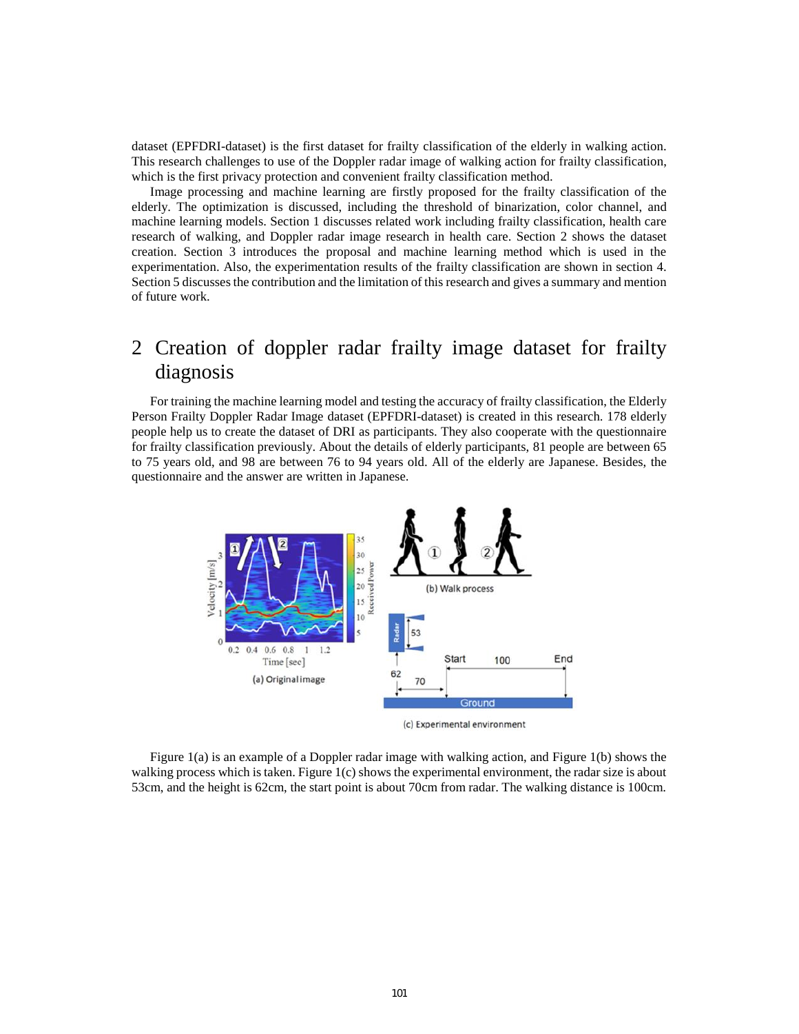dataset (EPFDRI-dataset) is the first dataset for frailty classification of the elderly in walking action. This research challenges to use of the Doppler radar image of walking action for frailty classification, which is the first privacy protection and convenient frailty classification method.

Image processing and machine learning are firstly proposed for the frailty classification of the elderly. The optimization is discussed, including the threshold of binarization, color channel, and machine learning models. Section 1 discusses related work including frailty classification, health care research of walking, and Doppler radar image research in health care. Section 2 shows the dataset creation. Section 3 introduces the proposal and machine learning method which is used in the experimentation. Also, the experimentation results of the frailty classification are shown in section 4. Section 5 discusses the contribution and the limitation of this research and gives a summary and mention of future work.

## 2 Creation of doppler radar frailty image dataset for frailty diagnosis

For training the machine learning model and testing the accuracy of frailty classification, the Elderly Person Frailty Doppler Radar Image dataset (EPFDRI-dataset) is created in this research. 178 elderly people help us to create the dataset of DRI as participants. They also cooperate with the questionnaire for frailty classification previously. About the details of elderly participants, 81 people are between 65 to 75 years old, and 98 are between 76 to 94 years old. All of the elderly are Japanese. Besides, the questionnaire and the answer are written in Japanese.

(a) Original image

(b) Walk process

(c) Experimental environment

Figure 1(a) is an example of a Doppler radar image with walking action, and Figure 1(b) shows the walking process which is taken. Figure 1(c) shows the experimental environment, the radar size is about 53cm, and the height is 62cm, the start point is about 70cm from radar. The walking distance is 100cm.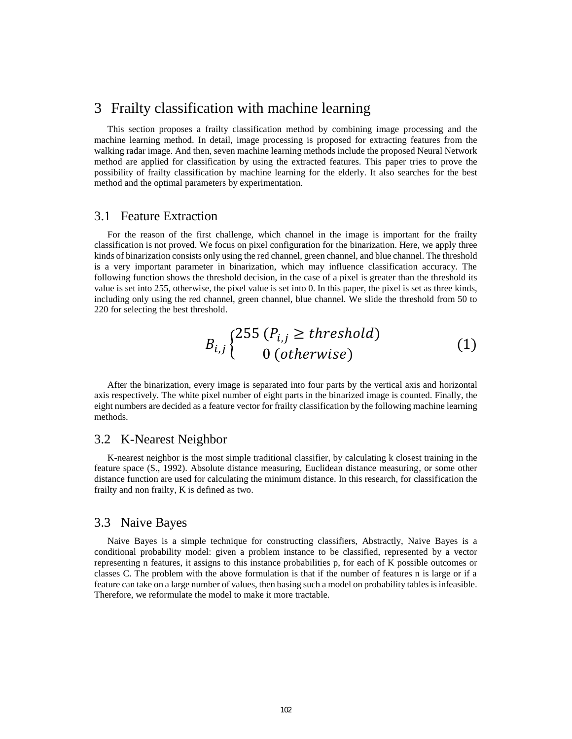# 3 Frailty classification with machine learning

This section proposes a frailty classification method by combining image processing and the machine learning method. In detail, image processing is proposed for extracting features from the walking radar image. And then, seven machine learning methods include the proposed Neural Network method are applied for classification by using the extracted features. This paper tries to prove the possibility of frailty classification by machine learning for the elderly. It also searches for the best method and the optimal parameters by experimentation.

## 3.1 Feature Extraction

For the reason of the first challenge, which channel in the image is important for the frailty classification is not proved. We focus on pixel configuration for the binarization. Here, we apply three kinds of binarization consists only using the red channel, green channel, and blue channel. The threshold is a very important parameter in binarization, which may influence classification accuracy. The following function shows the threshold decision, in the case of a pixel is greater than the threshold its value is set into 255, otherwise, the pixel value is set into 0. In this paper, the pixel is set as three kinds, including only using the red channel, green channel, blue channel. We slide the threshold from 50 to 220 for selecting the best threshold.

$$B_{i,j} \begin{cases} 255 \ (P_{i,j} \geq threshold) \\ 0 \ (otherwise) \end{cases} \tag{1}$$

After the binarization, every image is separated into four parts by the vertical axis and horizontal axis respectively. The white pixel number of eight parts in the binarized image is counted. Finally, the eight numbers are decided as a feature vector for frailty classification by the following machine learning methods.

## 3.2 K-Nearest Neighbor

K-nearest neighbor is the most simple traditional classifier, by calculating k closest training in the feature space (S., 1992). Absolute distance measuring, Euclidean distance measuring, or some other distance function are used for calculating the minimum distance. In this research, for classification the frailty and non frailty, K is defined as two.

## 3.3 Naive Bayes

Naive Bayes is a simple technique for constructing classifiers, Abstractly, Naive Bayes is a conditional probability model: given a problem instance to be classified, represented by a vector representing n features, it assigns to this instance probabilities p, for each of K possible outcomes or classes C. The problem with the above formulation is that if the number of features n is large or if a feature can take on a large number of values, then basing such a model on probability tables is infeasible. Therefore, we reformulate the model to make it more tractable.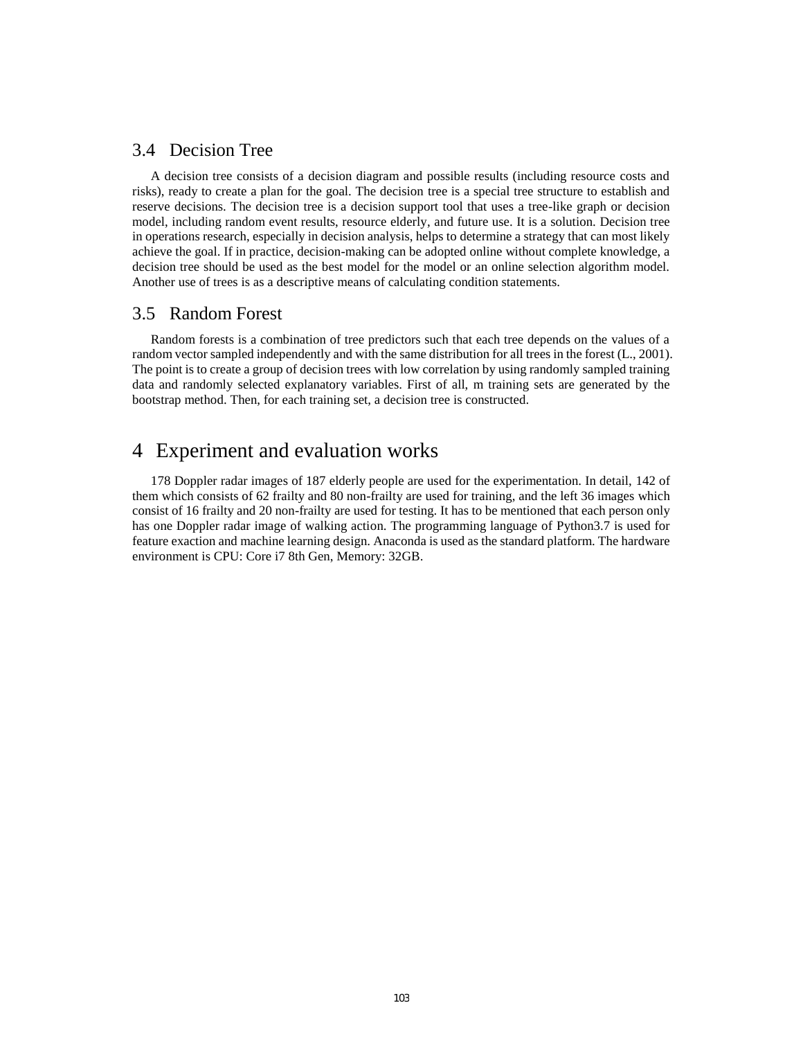## 3.4 Decision Tree

A decision tree consists of a decision diagram and possible results (including resource costs and risks), ready to create a plan for the goal. The decision tree is a special tree structure to establish and reserve decisions. The decision tree is a decision support tool that uses a tree-like graph or decision model, including random event results, resource elderly, and future use. It is a solution. Decision tree in operations research, especially in decision analysis, helps to determine a strategy that can most likely achieve the goal. If in practice, decision-making can be adopted online without complete knowledge, a decision tree should be used as the best model for the model or an online selection algorithm model. Another use of trees is as a descriptive means of calculating condition statements.

## 3.5 Random Forest

Random forests is a combination of tree predictors such that each tree depends on the values of a random vector sampled independently and with the same distribution for all trees in the forest (L., 2001). The point is to create a group of decision trees with low correlation by using randomly sampled training data and randomly selected explanatory variables. First of all, m training sets are generated by the bootstrap method. Then, for each training set, a decision tree is constructed.

# 4 Experiment and evaluation works

178 Doppler radar images of 187 elderly people are used for the experimentation. In detail, 142 of them which consists of 62 frailty and 80 non-frailty are used for training, and the left 36 images which consist of 16 frailty and 20 non-frailty are used for testing. It has to be mentioned that each person only has one Doppler radar image of walking action. The programming language of Python3.7 is used for feature exaction and machine learning design. Anaconda is used as the standard platform. The hardware environment is CPU: Core i7 8th Gen, Memory: 32GB.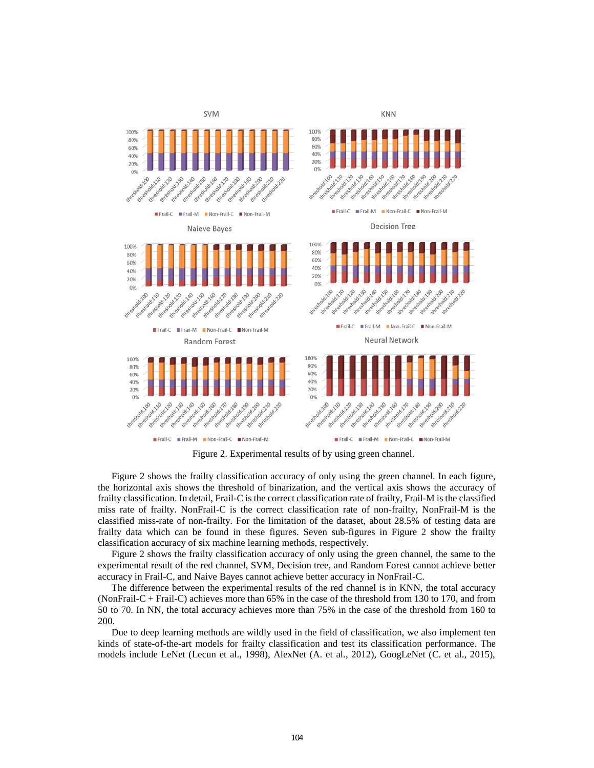Figure 2. Experimental results of by using green channel.

Figure 2 shows the frailty classification accuracy of only using the green channel. In each figure, the horizontal axis shows the threshold of binarization, and the vertical axis shows the accuracy of frailty classification. In detail, Frail-C is the correct classification rate of frailty, Frail-M is the classified miss rate of frailty. NonFrail-C is the correct classification rate of non-frailty, NonFrail-M is the classified miss-rate of non-frailty. For the limitation of the dataset, about 28.5% of testing data are frailty data which can be found in these figures. Seven sub-figures in Figure 2 show the frailty classification accuracy of six machine learning methods, respectively.

Figure 2 shows the frailty classification accuracy of only using the green channel, the same to the experimental result of the red channel, SVM, Decision tree, and Random Forest cannot achieve better accuracy in Frail-C, and Naive Bayes cannot achieve better accuracy in NonFrail-C.

The difference between the experimental results of the red channel is in KNN, the total accuracy (NonFrail-C + Frail-C) achieves more than 65% in the case of the threshold from 130 to 170, and from 50 to 70. In NN, the total accuracy achieves more than 75% in the case of the threshold from 160 to 200.

Due to deep learning methods are wildly used in the field of classification, we also implement ten kinds of state-of-the-art models for frailty classification and test its classification performance. The models include LeNet (Lecun et al., 1998), AlexNet (A. et al., 2012), GoogLeNet (C. et al., 2015),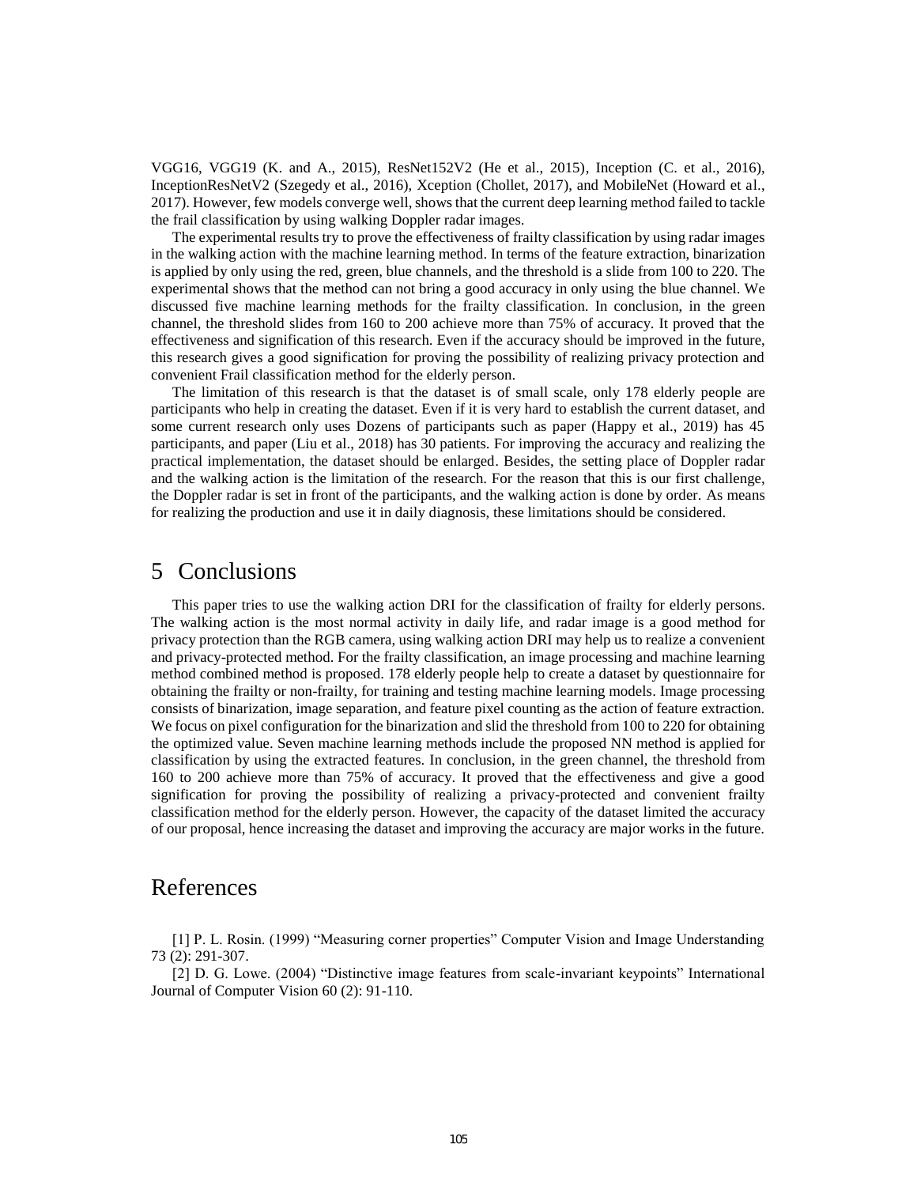VGG16, VGG19 (K. and A., 2015), ResNet152V2 (He et al., 2015), Inception (C. et al., 2016), InceptionResNetV2 (Szegedy et al., 2016), Xception (Chollet, 2017), and MobileNet (Howard et al., 2017). However, few models converge well, shows that the current deep learning method failed to tackle the frail classification by using walking Doppler radar images.

The experimental results try to prove the effectiveness of frailty classification by using radar images in the walking action with the machine learning method. In terms of the feature extraction, binarization is applied by only using the red, green, blue channels, and the threshold is a slide from 100 to 220. The experimental shows that the method can not bring a good accuracy in only using the blue channel. We discussed five machine learning methods for the frailty classification. In conclusion, in the green channel, the threshold slides from 160 to 200 achieve more than 75% of accuracy. It proved that the effectiveness and signification of this research. Even if the accuracy should be improved in the future, this research gives a good signification for proving the possibility of realizing privacy protection and convenient Frail classification method for the elderly person.

The limitation of this research is that the dataset is of small scale, only 178 elderly people are participants who help in creating the dataset. Even if it is very hard to establish the current dataset, and some current research only uses Dozens of participants such as paper (Happy et al., 2019) has 45 participants, and paper (Liu et al., 2018) has 30 patients. For improving the accuracy and realizing the practical implementation, the dataset should be enlarged. Besides, the setting place of Doppler radar and the walking action is the limitation of the research. For the reason that this is our first challenge, the Doppler radar is set in front of the participants, and the walking action is done by order. As means for realizing the production and use it in daily diagnosis, these limitations should be considered.

# 5 Conclusions

This paper tries to use the walking action DRI for the classification of frailty for elderly persons. The walking action is the most normal activity in daily life, and radar image is a good method for privacy protection than the RGB camera, using walking action DRI may help us to realize a convenient and privacy-protected method. For the frailty classification, an image processing and machine learning method combined method is proposed. 178 elderly people help to create a dataset by questionnaire for obtaining the frailty or non-frailty, for training and testing machine learning models. Image processing consists of binarization, image separation, and feature pixel counting as the action of feature extraction. We focus on pixel configuration for the binarization and slid the threshold from 100 to 220 for obtaining the optimized value. Seven machine learning methods include the proposed NN method is applied for classification by using the extracted features. In conclusion, in the green channel, the threshold from 160 to 200 achieve more than 75% of accuracy. It proved that the effectiveness and give a good signification for proving the possibility of realizing a privacy-protected and convenient frailty classification method for the elderly person. However, the capacity of the dataset limited the accuracy of our proposal, hence increasing the dataset and improving the accuracy are major works in the future.

# References

[1] P. L. Rosin. (1999) "Measuring corner properties" Computer Vision and Image Understanding 73 (2): 291-307.

[2] D. G. Lowe. (2004) "Distinctive image features from scale-invariant keypoints" International Journal of Computer Vision 60 (2): 91-110.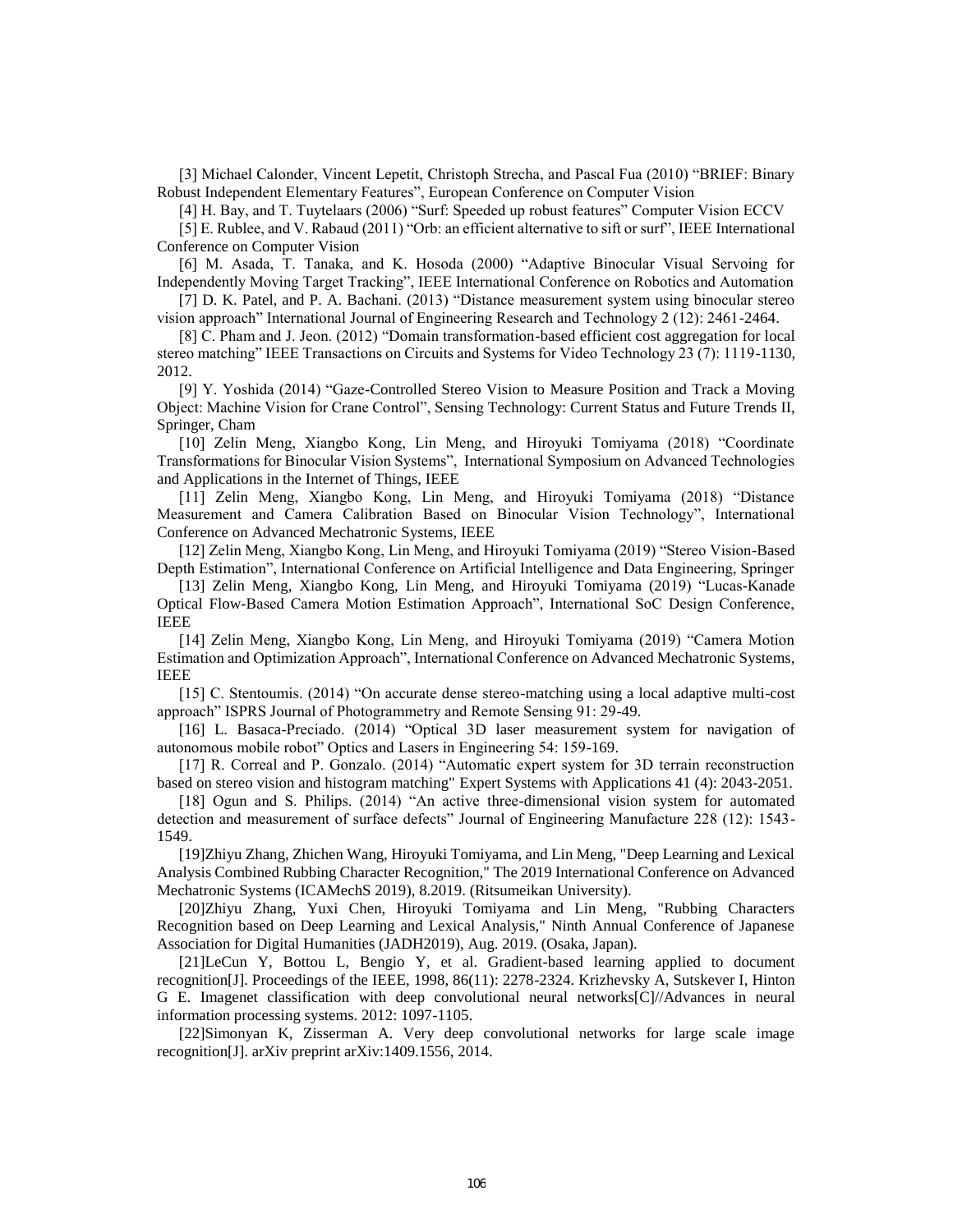[3] Michael Calonder, Vincent Lepetit, Christoph Strecha, and Pascal Fua (2010) "BRIEF: Binary Robust Independent Elementary Features", European Conference on Computer Vision

[4] H. Bay, and T. Tuytelaars (2006) "Surf: Speeded up robust features" Computer Vision ECCV

[5] E. Rublee, and V. Rabaud (2011) "Orb: an efficient alternative to sift or surf", IEEE International Conference on Computer Vision

[6] M. Asada, T. Tanaka, and K. Hosoda (2000) "Adaptive Binocular Visual Servoing for Independently Moving Target Tracking", IEEE International Conference on Robotics and Automation

[7] D. K. Patel, and P. A. Bachani. (2013) "Distance measurement system using binocular stereo vision approach" International Journal of Engineering Research and Technology 2 (12): 2461-2464.

[8] C. Pham and J. Jeon. (2012) "Domain transformation-based efficient cost aggregation for local stereo matching" IEEE Transactions on Circuits and Systems for Video Technology 23 (7): 1119-1130, 2012.

[9] Y. Yoshida (2014) "Gaze-Controlled Stereo Vision to Measure Position and Track a Moving Object: Machine Vision for Crane Control", Sensing Technology: Current Status and Future Trends II, Springer, Cham

[10] Zelin Meng, Xiangbo Kong, Lin Meng, and Hiroyuki Tomiyama (2018) "Coordinate Transformations for Binocular Vision Systems", International Symposium on Advanced Technologies and Applications in the Internet of Things, IEEE

[11] Zelin Meng, Xiangbo Kong, Lin Meng, and Hiroyuki Tomiyama (2018) "Distance Measurement and Camera Calibration Based on Binocular Vision Technology", International Conference on Advanced Mechatronic Systems, IEEE

[12] Zelin Meng, Xiangbo Kong, Lin Meng, and Hiroyuki Tomiyama (2019) "Stereo Vision-Based Depth Estimation", International Conference on Artificial Intelligence and Data Engineering, Springer

[13] Zelin Meng, Xiangbo Kong, Lin Meng, and Hiroyuki Tomiyama (2019) "Lucas-Kanade Optical Flow-Based Camera Motion Estimation Approach", International SoC Design Conference, IEEE

[14] Zelin Meng, Xiangbo Kong, Lin Meng, and Hiroyuki Tomiyama (2019) "Camera Motion Estimation and Optimization Approach", International Conference on Advanced Mechatronic Systems, IEEE

[15] C. Stentoumis. (2014) "On accurate dense stereo-matching using a local adaptive multi-cost approach" ISPRS Journal of Photogrammetry and Remote Sensing 91: 29-49.

[16] L. Basaca-Preciado. (2014) "Optical 3D laser measurement system for navigation of autonomous mobile robot" Optics and Lasers in Engineering 54: 159-169.

[17] R. Correal and P. Gonzalo. (2014) "Automatic expert system for 3D terrain reconstruction based on stereo vision and histogram matching" Expert Systems with Applications 41 (4): 2043-2051.

[18] Ogun and S. Philips. (2014) "An active three-dimensional vision system for automated detection and measurement of surface defects" Journal of Engineering Manufacture 228 (12): 1543-1549.

[19]Zhiyu Zhang, Zhichen Wang, Hiroyuki Tomiyama, and Lin Meng, "Deep Learning and Lexical Analysis Combined Rubbing Character Recognition," The 2019 International Conference on Advanced Mechatronic Systems (ICAMechS 2019), 8.2019. (Ritsumeikan University).

[20]Zhiyu Zhang, Yuxi Chen, Hiroyuki Tomiyama and Lin Meng, "Rubbing Characters Recognition based on Deep Learning and Lexical Analysis," Ninth Annual Conference of Japanese Association for Digital Humanities (JADH2019), Aug. 2019. (Osaka, Japan).

[21]LeCun Y, Bottou L, Bengio Y, et al. Gradient-based learning applied to document recognition[J]. Proceedings of the IEEE, 1998, 86(11): 2278-2324. Krizhevsky A, Sutskever I, Hinton G E. Imagenet classification with deep convolutional neural networks[C]//Advances in neural information processing systems. 2012: 1097-1105.

[22]Simonyan K, Zisserman A. Very deep convolutional networks for large scale image recognition[J]. arXiv preprint arXiv:1409.1556, 2014.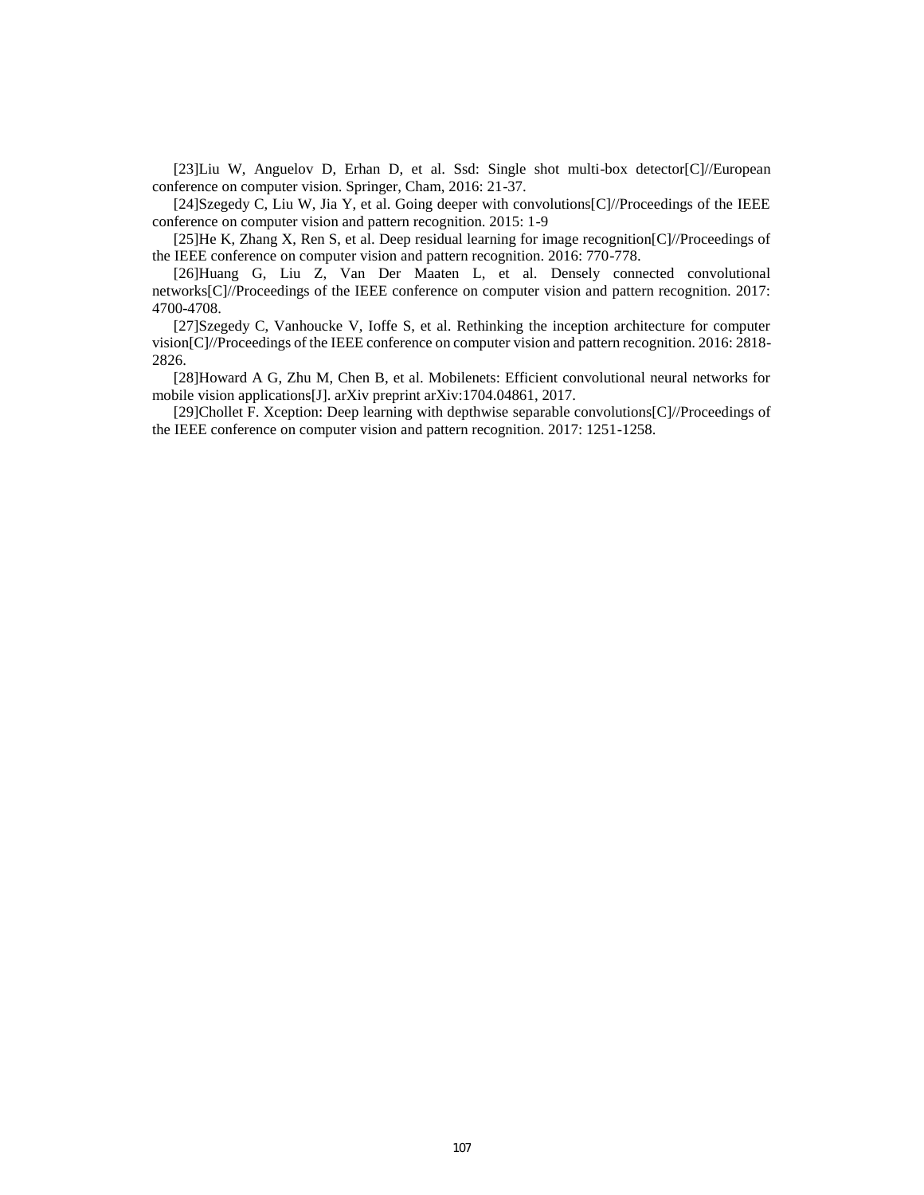[23]Liu W, Anguelov D, Erhan D, et al. Ssd: Single shot multi-box detector[C]//European conference on computer vision. Springer, Cham, 2016: 21-37.

[24]Szegedy C, Liu W, Jia Y, et al. Going deeper with convolutions[C]//Proceedings of the IEEE conference on computer vision and pattern recognition. 2015: 1-9

[25]He K, Zhang X, Ren S, et al. Deep residual learning for image recognition[C]//Proceedings of the IEEE conference on computer vision and pattern recognition. 2016: 770-778.

[26]Huang G, Liu Z, Van Der Maaten L, et al. Densely connected convolutional networks[C]//Proceedings of the IEEE conference on computer vision and pattern recognition. 2017: 4700-4708.

[27]Szegedy C, Vanhoucke V, Ioffe S, et al. Rethinking the inception architecture for computer vision[C]//Proceedings of the IEEE conference on computer vision and pattern recognition. 2016: 2818-2826.

[28]Howard A G, Zhu M, Chen B, et al. Mobilenets: Efficient convolutional neural networks for mobile vision applications[J]. arXiv preprint arXiv:1704.04861, 2017.

[29]Chollet F. Xception: Deep learning with depthwise separable convolutions[C]//Proceedings of the IEEE conference on computer vision and pattern recognition. 2017: 1251-1258.